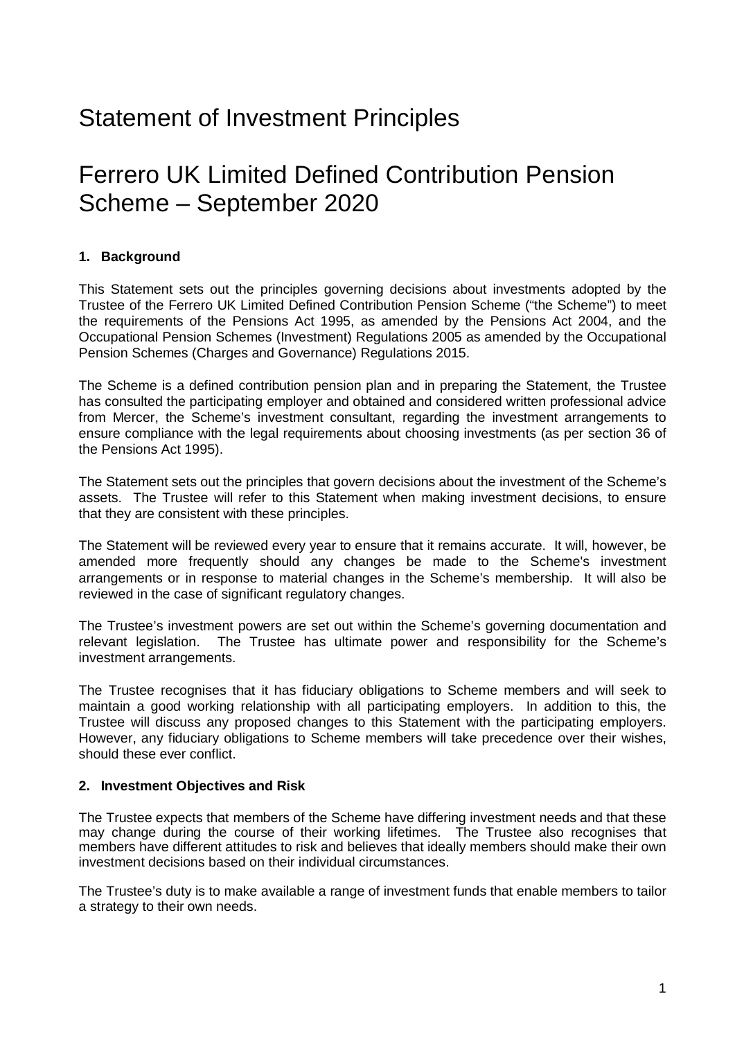# Statement of Investment Principles

# Ferrero UK Limited Defined Contribution Pension Scheme – September 2020

## 1. Background

This Statement sets out the principles governing decisions about investments adopted by the Trustee of the Ferrero UK Limited Defined Contribution Pension Scheme ("the Scheme") to meet the requirements of the Pensions Act 1995, as amended by the Pensions Act 2004, and the Occupational Pension Schemes (Investment) Regulations 2005 as amended by the Occupational Pension Schemes (Charges and Governance) Regulations 2015.

The Scheme is a defined contribution pension plan and in preparing the Statement, the Trustee has consulted the participating employer and obtained and considered written professional advice from Mercer, the Scheme's investment consultant, regarding the investment arrangements to ensure compliance with the legal requirements about choosing investments (as per section 36 of the Pensions Act 1995).

The Statement sets out the principles that govern decisions about the investment of the Scheme's assets. The Trustee will refer to this Statement when making investment decisions, to ensure that they are consistent with these principles.

The Statement will be reviewed every year to ensure that it remains accurate. It will, however, be amended more frequently should any changes be made to the Scheme's investment arrangements or in response to material changes in the Scheme's membership. It will also be reviewed in the case of significant regulatory changes.

The Trustee's investment powers are set out within the Scheme's governing documentation and relevant legislation. The Trustee has ultimate power and responsibility for the Scheme's investment arrangements.

The Trustee recognises that it has fiduciary obligations to Scheme members and will seek to maintain a good working relationship with all participating employers. In addition to this, the Trustee will discuss any proposed changes to this Statement with the participating employers. However, any fiduciary obligations to Scheme members will take precedence over their wishes, should these ever conflict.

## 2. Investment Objectives and Risk

The Trustee expects that members of the Scheme have differing investment needs and that these may change during the course of their working lifetimes. The Trustee also recognises that members have different attitudes to risk and believes that ideally members should make their own investment decisions based on their individual circumstances.

The Trustee's duty is to make available a range of investment funds that enable members to tailor a strategy to their own needs.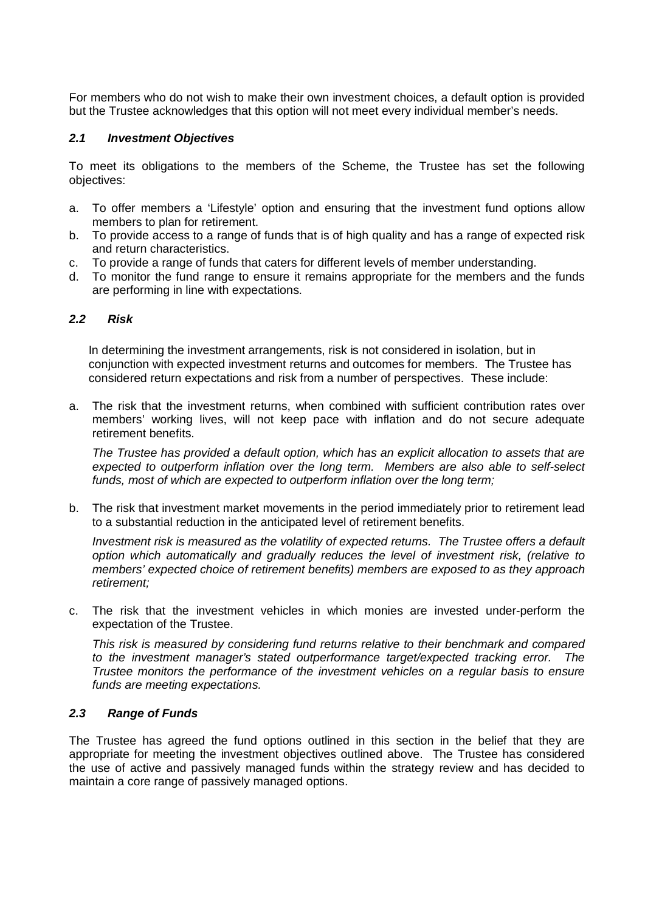For members who do not wish to make their own investment choices, a default option is provided but the Trustee acknowledges that this option will not meet every individual member's needs.

### *2.1 Investment Objectives*

To meet its obligations to the members of the Scheme, the Trustee has set the following objectives:

a. To offer members a 'Lifestyle' option and ensuring that the investment fund options allow members to plan for retirement.
b. To provide access to a range of funds that is of high quality and has a range of expected risk and return characteristics.
c. To provide a range of funds that caters for different levels of member understanding.
d. To monitor the fund range to ensure it remains appropriate for the members and the funds are performing in line with expectations.

### *2.2 Risk*

In determining the investment arrangements, risk is not considered in isolation, but in conjunction with expected investment returns and outcomes for members. The Trustee has considered return expectations and risk from a number of perspectives. These include:

a. The risk that the investment returns, when combined with sufficient contribution rates over members' working lives, will not keep pace with inflation and do not secure adequate retirement benefits.

   *The Trustee has provided a default option, which has an explicit allocation to assets that are expected to outperform inflation over the long term. Members are also able to self-select funds, most of which are expected to outperform inflation over the long term;*

b. The risk that investment market movements in the period immediately prior to retirement lead to a substantial reduction in the anticipated level of retirement benefits.

   *Investment risk is measured as the volatility of expected returns. The Trustee offers a default option which automatically and gradually reduces the level of investment risk, (relative to members' expected choice of retirement benefits) members are exposed to as they approach retirement;*

c. The risk that the investment vehicles in which monies are invested under-perform the expectation of the Trustee.

   *This risk is measured by considering fund returns relative to their benchmark and compared to the investment manager's stated outperformance target/expected tracking error. The Trustee monitors the performance of the investment vehicles on a regular basis to ensure funds are meeting expectations.*

### *2.3 Range of Funds*

The Trustee has agreed the fund options outlined in this section in the belief that they are appropriate for meeting the investment objectives outlined above. The Trustee has considered the use of active and passively managed funds within the strategy review and has decided to maintain a core range of passively managed options.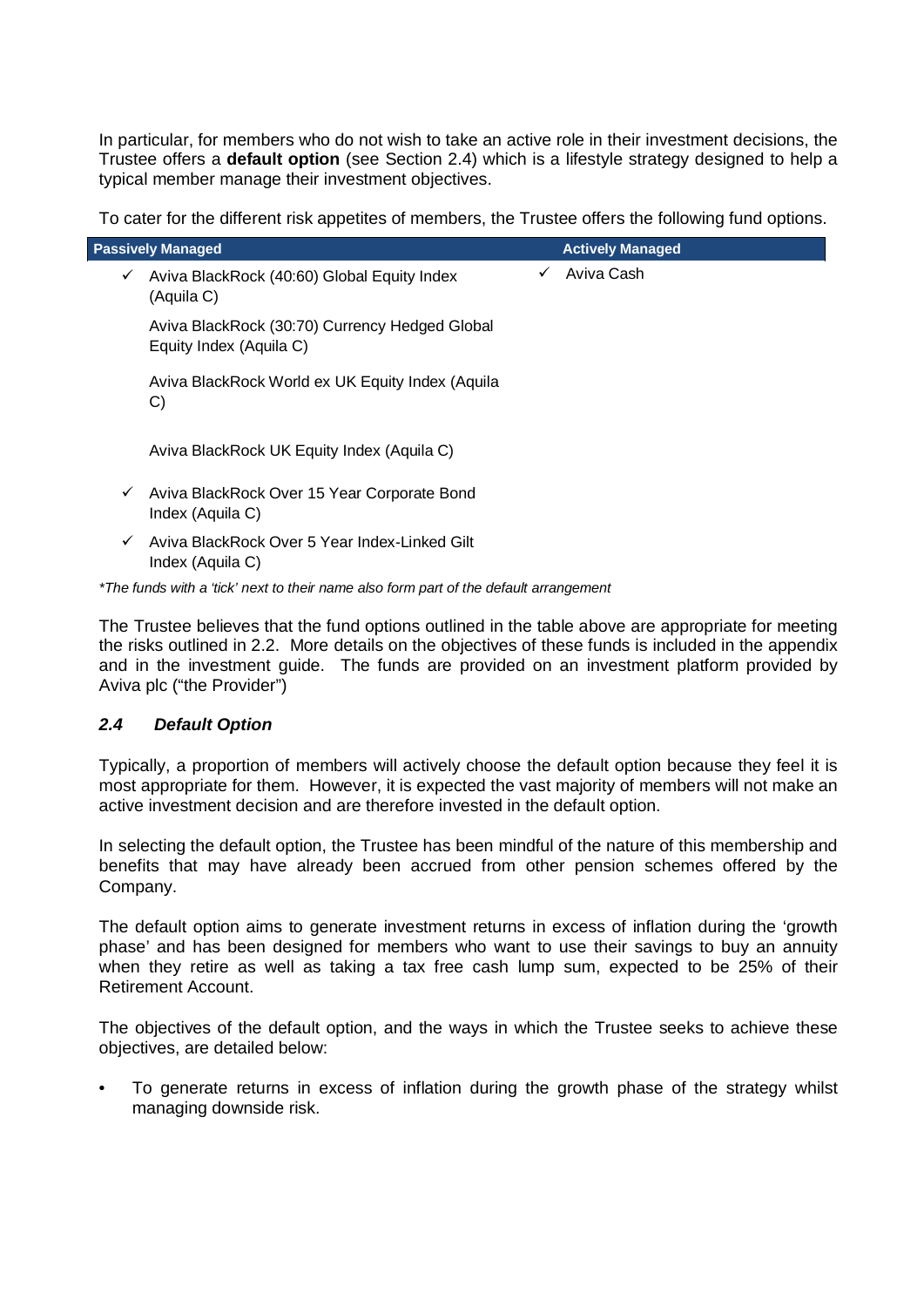In particular, for members who do not wish to take an active role in their investment decisions, the Trustee offers a **default option** (see Section 2.4) which is a lifestyle strategy designed to help a typical member manage their investment objectives.

To cater for the different risk appetites of members, the Trustee offers the following fund options.

| Passively Managed | Actively Managed |
|---|---|
| ✓ Aviva BlackRock (40:60) Global Equity Index (Aquila C) | ✓ Aviva Cash |
| Aviva BlackRock (30:70) Currency Hedged Global Equity Index (Aquila C) | |
| Aviva BlackRock World ex UK Equity Index (Aquila C) | |
| Aviva BlackRock UK Equity Index (Aquila C) | |
| ✓ Aviva BlackRock Over 15 Year Corporate Bond Index (Aquila C) | |
| ✓ Aviva BlackRock Over 5 Year Index-Linked Gilt Index (Aquila C) | |

*\*The funds with a 'tick' next to their name also form part of the default arrangement*

The Trustee believes that the fund options outlined in the table above are appropriate for meeting the risks outlined in 2.2. More details on the objectives of these funds is included in the appendix and in the investment guide. The funds are provided on an investment platform provided by Aviva plc ("the Provider")

### *2.4 Default Option*

Typically, a proportion of members will actively choose the default option because they feel it is most appropriate for them. However, it is expected the vast majority of members will not make an active investment decision and are therefore invested in the default option.

In selecting the default option, the Trustee has been mindful of the nature of this membership and benefits that may have already been accrued from other pension schemes offered by the Company.

The default option aims to generate investment returns in excess of inflation during the 'growth phase' and has been designed for members who want to use their savings to buy an annuity when they retire as well as taking a tax free cash lump sum, expected to be 25% of their Retirement Account.

The objectives of the default option, and the ways in which the Trustee seeks to achieve these objectives, are detailed below:

- To generate returns in excess of inflation during the growth phase of the strategy whilst managing downside risk.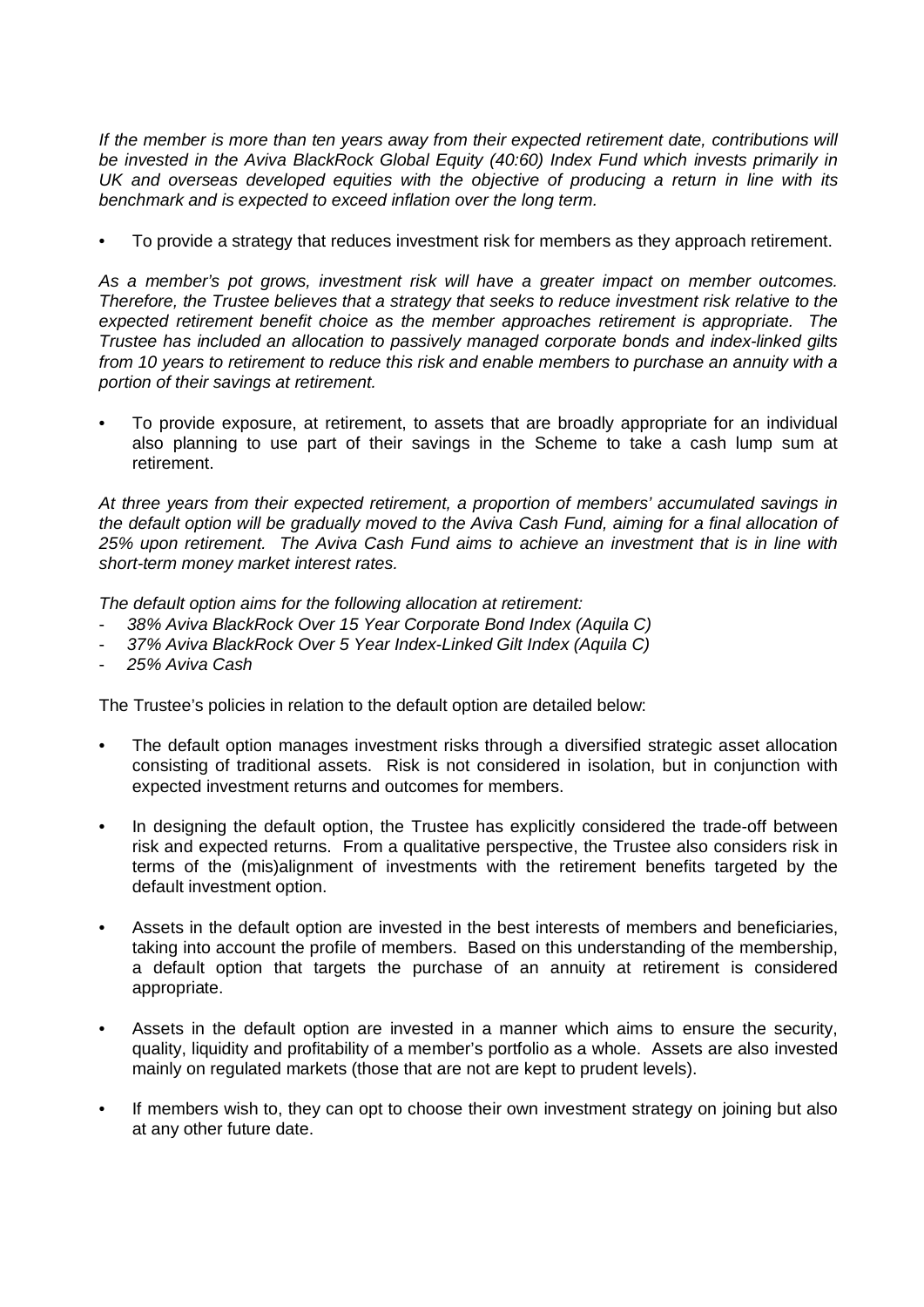*If the member is more than ten years away from their expected retirement date, contributions will be invested in the Aviva BlackRock Global Equity (40:60) Index Fund which invests primarily in UK and overseas developed equities with the objective of producing a return in line with its benchmark and is expected to exceed inflation over the long term.*

- To provide a strategy that reduces investment risk for members as they approach retirement.

*As a member's pot grows, investment risk will have a greater impact on member outcomes. Therefore, the Trustee believes that a strategy that seeks to reduce investment risk relative to the expected retirement benefit choice as the member approaches retirement is appropriate. The Trustee has included an allocation to passively managed corporate bonds and index-linked gilts from 10 years to retirement to reduce this risk and enable members to purchase an annuity with a portion of their savings at retirement.*

- To provide exposure, at retirement, to assets that are broadly appropriate for an individual also planning to use part of their savings in the Scheme to take a cash lump sum at retirement.

*At three years from their expected retirement, a proportion of members' accumulated savings in the default option will be gradually moved to the Aviva Cash Fund, aiming for a final allocation of 25% upon retirement. The Aviva Cash Fund aims to achieve an investment that is in line with short-term money market interest rates.*

*The default option aims for the following allocation at retirement:*

- *38% Aviva BlackRock Over 15 Year Corporate Bond Index (Aquila C)*
- *37% Aviva BlackRock Over 5 Year Index-Linked Gilt Index (Aquila C)*
- *25% Aviva Cash*

The Trustee's policies in relation to the default option are detailed below:

- The default option manages investment risks through a diversified strategic asset allocation consisting of traditional assets. Risk is not considered in isolation, but in conjunction with expected investment returns and outcomes for members.
- In designing the default option, the Trustee has explicitly considered the trade-off between risk and expected returns. From a qualitative perspective, the Trustee also considers risk in terms of the (mis)alignment of investments with the retirement benefits targeted by the default investment option.
- Assets in the default option are invested in the best interests of members and beneficiaries, taking into account the profile of members. Based on this understanding of the membership, a default option that targets the purchase of an annuity at retirement is considered appropriate.
- Assets in the default option are invested in a manner which aims to ensure the security, quality, liquidity and profitability of a member's portfolio as a whole. Assets are also invested mainly on regulated markets (those that are not are kept to prudent levels).
- If members wish to, they can opt to choose their own investment strategy on joining but also at any other future date.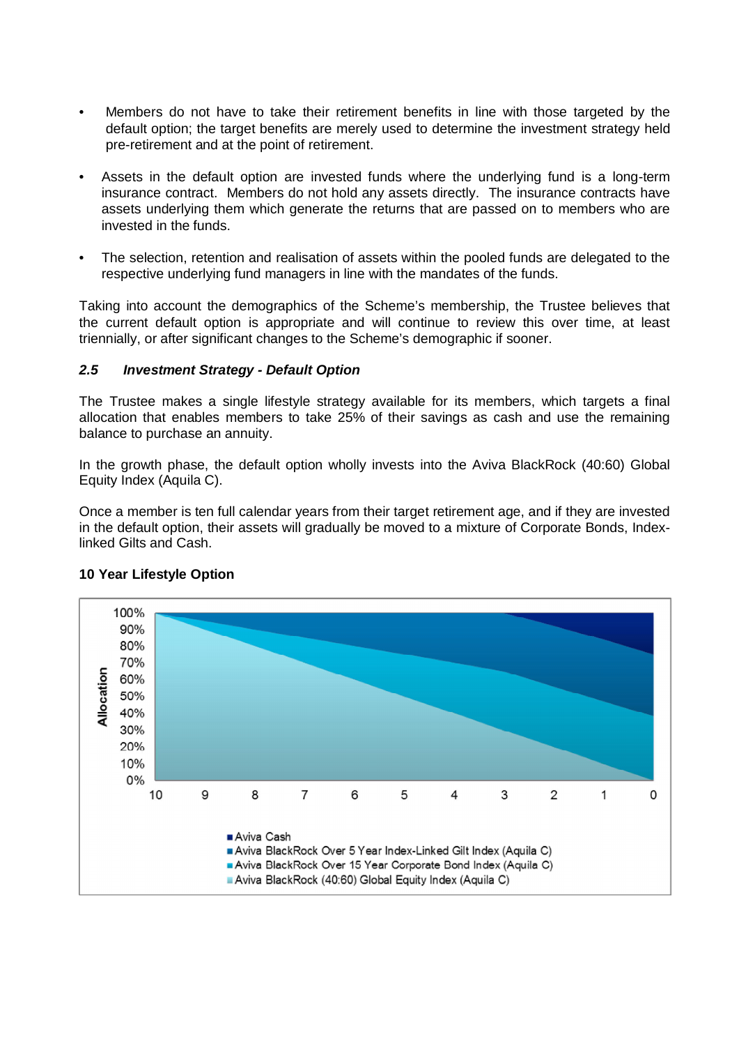- Members do not have to take their retirement benefits in line with those targeted by the default option; the target benefits are merely used to determine the investment strategy held pre-retirement and at the point of retirement.
- Assets in the default option are invested funds where the underlying fund is a long-term insurance contract. Members do not hold any assets directly. The insurance contracts have assets underlying them which generate the returns that are passed on to members who are invested in the funds.
- The selection, retention and realisation of assets within the pooled funds are delegated to the respective underlying fund managers in line with the mandates of the funds.

Taking into account the demographics of the Scheme's membership, the Trustee believes that the current default option is appropriate and will continue to review this over time, at least triennially, or after significant changes to the Scheme's demographic if sooner.

### *2.5 Investment Strategy - Default Option*

The Trustee makes a single lifestyle strategy available for its members, which targets a final allocation that enables members to take 25% of their savings as cash and use the remaining balance to purchase an annuity.

In the growth phase, the default option wholly invests into the Aviva BlackRock (40:60) Global Equity Index (Aquila C).

Once a member is ten full calendar years from their target retirement age, and if they are invested in the default option, their assets will gradually be moved to a mixture of Corporate Bonds, Index-linked Gilts and Cash.

**10 Year Lifestyle Option**

Allocation (0%–100%) by years to retirement (10 to 0):

- Aviva Cash
- Aviva BlackRock Over 5 Year Index-Linked Gilt Index (Aquila C)
- Aviva BlackRock Over 15 Year Corporate Bond Index (Aquila C)
- Aviva BlackRock (40:60) Global Equity Index (Aquila C)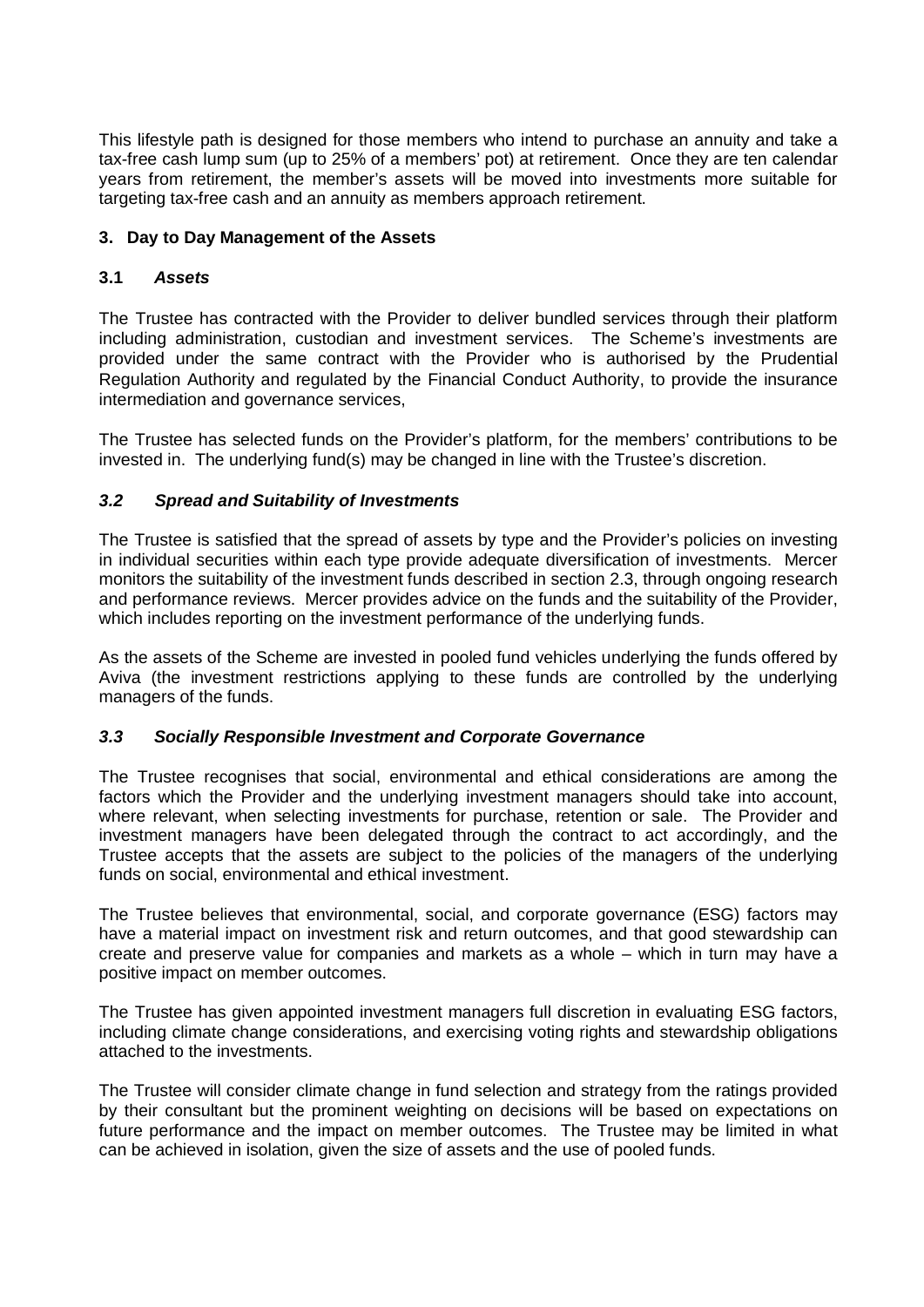This lifestyle path is designed for those members who intend to purchase an annuity and take a tax-free cash lump sum (up to 25% of a members' pot) at retirement. Once they are ten calendar years from retirement, the member's assets will be moved into investments more suitable for targeting tax-free cash and an annuity as members approach retirement.

### 3. Day to Day Management of the Assets

#### 3.1 *Assets*

The Trustee has contracted with the Provider to deliver bundled services through their platform including administration, custodian and investment services. The Scheme's investments are provided under the same contract with the Provider who is authorised by the Prudential Regulation Authority and regulated by the Financial Conduct Authority, to provide the insurance intermediation and governance services,

The Trustee has selected funds on the Provider's platform, for the members' contributions to be invested in. The underlying fund(s) may be changed in line with the Trustee's discretion.

#### *3.2 Spread and Suitability of Investments*

The Trustee is satisfied that the spread of assets by type and the Provider's policies on investing in individual securities within each type provide adequate diversification of investments. Mercer monitors the suitability of the investment funds described in section 2.3, through ongoing research and performance reviews. Mercer provides advice on the funds and the suitability of the Provider, which includes reporting on the investment performance of the underlying funds.

As the assets of the Scheme are invested in pooled fund vehicles underlying the funds offered by Aviva (the investment restrictions applying to these funds are controlled by the underlying managers of the funds.

#### *3.3 Socially Responsible Investment and Corporate Governance*

The Trustee recognises that social, environmental and ethical considerations are among the factors which the Provider and the underlying investment managers should take into account, where relevant, when selecting investments for purchase, retention or sale. The Provider and investment managers have been delegated through the contract to act accordingly, and the Trustee accepts that the assets are subject to the policies of the managers of the underlying funds on social, environmental and ethical investment.

The Trustee believes that environmental, social, and corporate governance (ESG) factors may have a material impact on investment risk and return outcomes, and that good stewardship can create and preserve value for companies and markets as a whole – which in turn may have a positive impact on member outcomes.

The Trustee has given appointed investment managers full discretion in evaluating ESG factors, including climate change considerations, and exercising voting rights and stewardship obligations attached to the investments.

The Trustee will consider climate change in fund selection and strategy from the ratings provided by their consultant but the prominent weighting on decisions will be based on expectations on future performance and the impact on member outcomes. The Trustee may be limited in what can be achieved in isolation, given the size of assets and the use of pooled funds.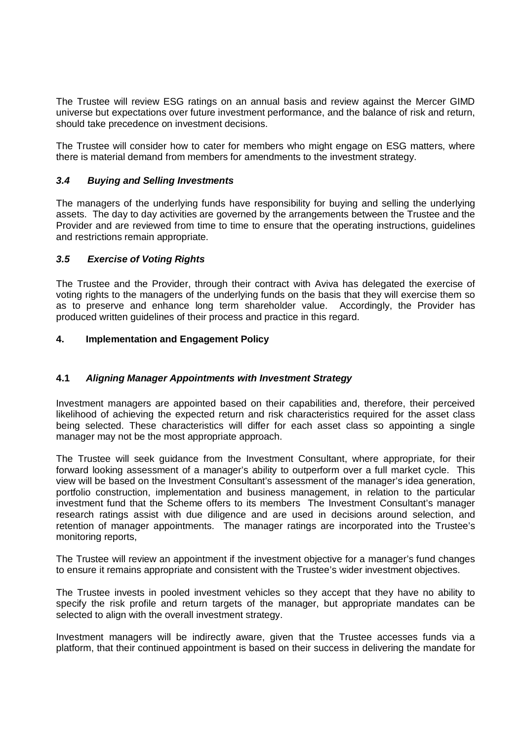The Trustee will review ESG ratings on an annual basis and review against the Mercer GIMD universe but expectations over future investment performance, and the balance of risk and return, should take precedence on investment decisions.

The Trustee will consider how to cater for members who might engage on ESG matters, where there is material demand from members for amendments to the investment strategy.

### *3.4 Buying and Selling Investments*

The managers of the underlying funds have responsibility for buying and selling the underlying assets. The day to day activities are governed by the arrangements between the Trustee and the Provider and are reviewed from time to time to ensure that the operating instructions, guidelines and restrictions remain appropriate.

### *3.5 Exercise of Voting Rights*

The Trustee and the Provider, through their contract with Aviva has delegated the exercise of voting rights to the managers of the underlying funds on the basis that they will exercise them so as to preserve and enhance long term shareholder value. Accordingly, the Provider has produced written guidelines of their process and practice in this regard.

## 4. Implementation and Engagement Policy

### 4.1 *Aligning Manager Appointments with Investment Strategy*

Investment managers are appointed based on their capabilities and, therefore, their perceived likelihood of achieving the expected return and risk characteristics required for the asset class being selected. These characteristics will differ for each asset class so appointing a single manager may not be the most appropriate approach.

The Trustee will seek guidance from the Investment Consultant, where appropriate, for their forward looking assessment of a manager's ability to outperform over a full market cycle. This view will be based on the Investment Consultant's assessment of the manager's idea generation, portfolio construction, implementation and business management, in relation to the particular investment fund that the Scheme offers to its members The Investment Consultant's manager research ratings assist with due diligence and are used in decisions around selection, and retention of manager appointments. The manager ratings are incorporated into the Trustee's monitoring reports,

The Trustee will review an appointment if the investment objective for a manager's fund changes to ensure it remains appropriate and consistent with the Trustee's wider investment objectives.

The Trustee invests in pooled investment vehicles so they accept that they have no ability to specify the risk profile and return targets of the manager, but appropriate mandates can be selected to align with the overall investment strategy.

Investment managers will be indirectly aware, given that the Trustee accesses funds via a platform, that their continued appointment is based on their success in delivering the mandate for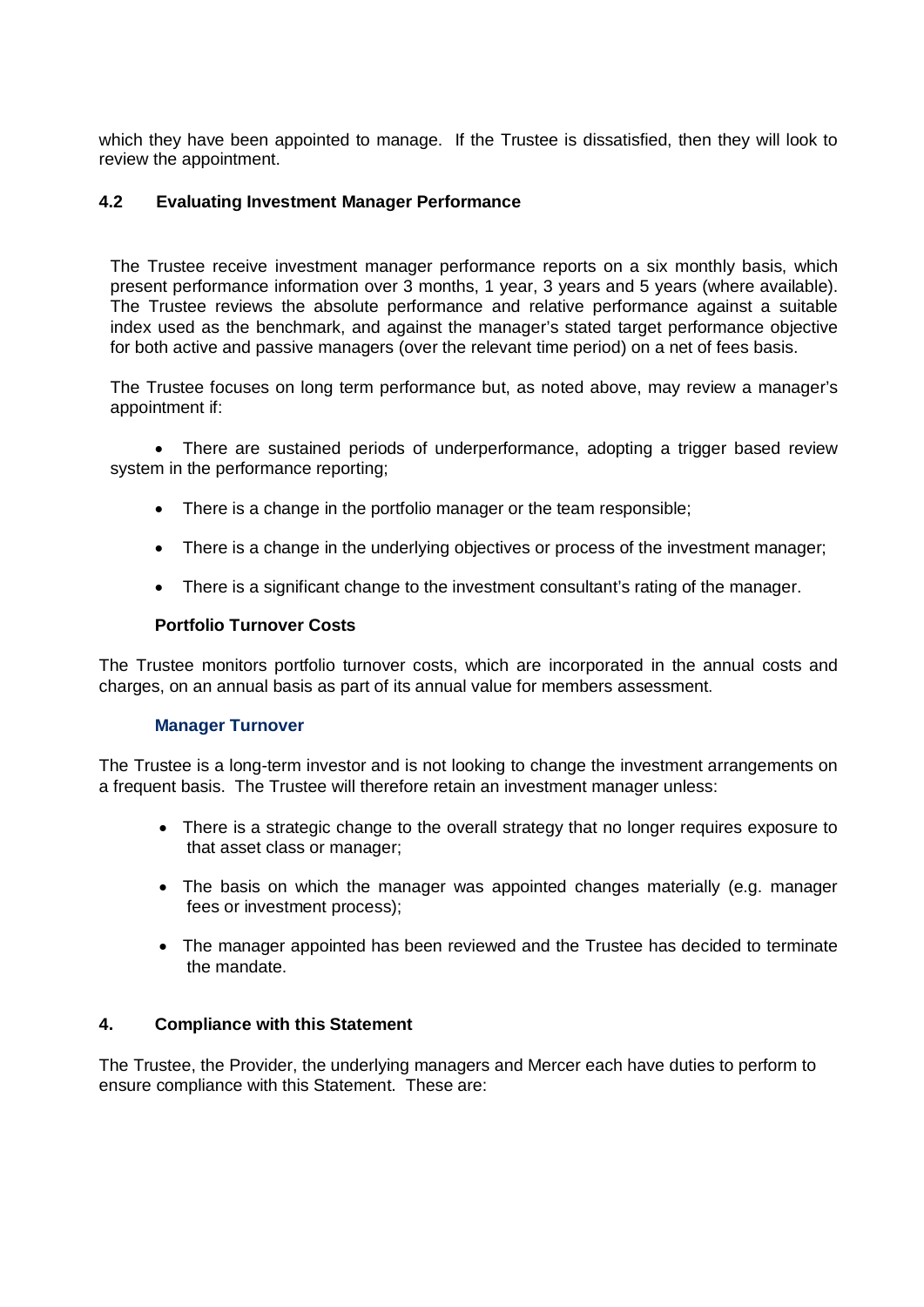which they have been appointed to manage. If the Trustee is dissatisfied, then they will look to review the appointment.

### 4.2 Evaluating Investment Manager Performance

The Trustee receive investment manager performance reports on a six monthly basis, which present performance information over 3 months, 1 year, 3 years and 5 years (where available). The Trustee reviews the absolute performance and relative performance against a suitable index used as the benchmark, and against the manager's stated target performance objective for both active and passive managers (over the relevant time period) on a net of fees basis.

The Trustee focuses on long term performance but, as noted above, may review a manager's appointment if:

- There are sustained periods of underperformance, adopting a trigger based review system in the performance reporting;
- There is a change in the portfolio manager or the team responsible;
- There is a change in the underlying objectives or process of the investment manager;
- There is a significant change to the investment consultant's rating of the manager.

#### Portfolio Turnover Costs

The Trustee monitors portfolio turnover costs, which are incorporated in the annual costs and charges, on an annual basis as part of its annual value for members assessment.

#### Manager Turnover

The Trustee is a long-term investor and is not looking to change the investment arrangements on a frequent basis. The Trustee will therefore retain an investment manager unless:

- There is a strategic change to the overall strategy that no longer requires exposure to that asset class or manager;
- The basis on which the manager was appointed changes materially (e.g. manager fees or investment process);
- The manager appointed has been reviewed and the Trustee has decided to terminate the mandate.

## 4. Compliance with this Statement

The Trustee, the Provider, the underlying managers and Mercer each have duties to perform to ensure compliance with this Statement. These are: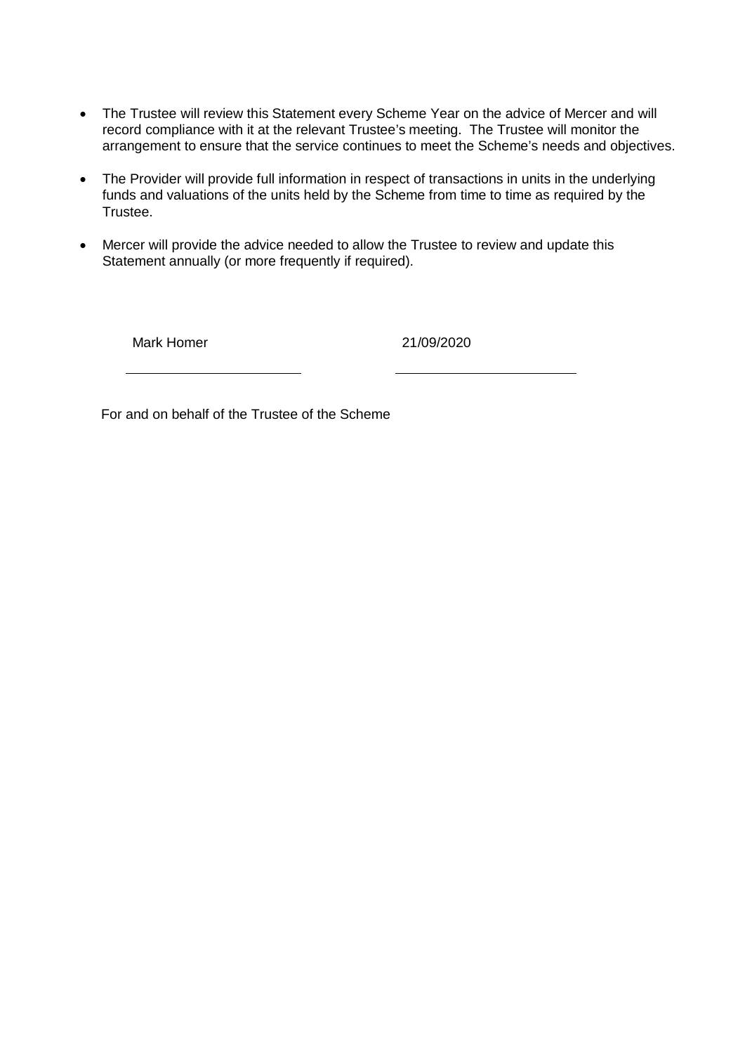- The Trustee will review this Statement every Scheme Year on the advice of Mercer and will record compliance with it at the relevant Trustee's meeting. The Trustee will monitor the arrangement to ensure that the service continues to meet the Scheme's needs and objectives.

- The Provider will provide full information in respect of transactions in units in the underlying funds and valuations of the units held by the Scheme from time to time as required by the Trustee.

- Mercer will provide the advice needed to allow the Trustee to review and update this Statement annually (or more frequently if required).

Mark Homer 21/09/2020

For and on behalf of the Trustee of the Scheme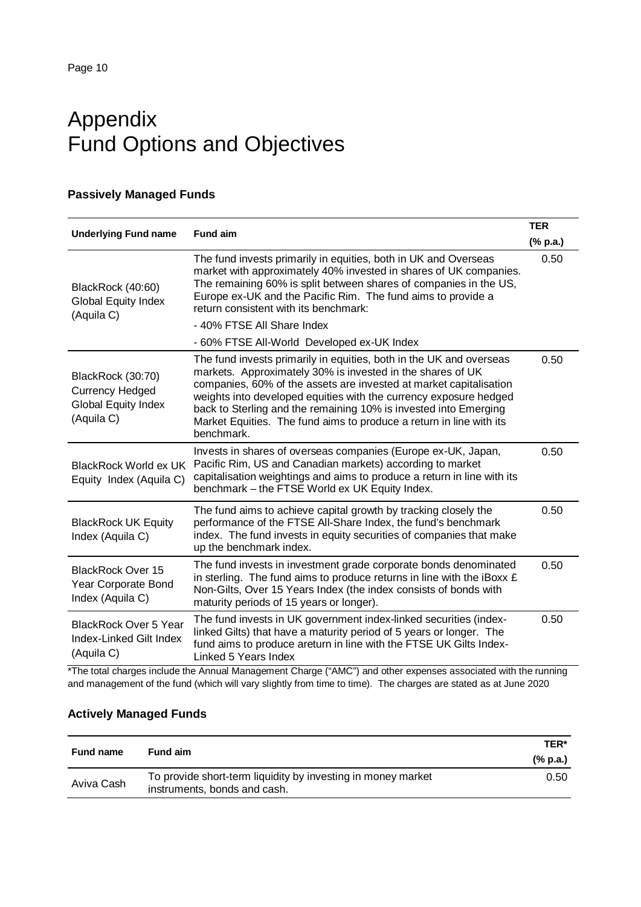# Appendix
# Fund Options and Objectives

### Passively Managed Funds

| Underlying Fund name | Fund aim | TER (% p.a.) |
|---|---|---|
| BlackRock (40:60) Global Equity Index (Aquila C) | The fund invests primarily in equities, both in UK and Overseas market with approximately 40% invested in shares of UK companies. The remaining 60% is split between shares of companies in the US, Europe ex-UK and the Pacific Rim. The fund aims to provide a return consistent with its benchmark:<br>- 40% FTSE All Share Index<br>- 60% FTSE All-World Developed ex-UK Index | 0.50 |
| BlackRock (30:70) Currency Hedged Global Equity Index (Aquila C) | The fund invests primarily in equities, both in the UK and overseas markets. Approximately 30% is invested in the shares of UK companies, 60% of the assets are invested at market capitalisation weights into developed equities with the currency exposure hedged back to Sterling and the remaining 10% is invested into Emerging Market Equities. The fund aims to produce a return in line with its benchmark. | 0.50 |
| BlackRock World ex UK Equity Index (Aquila C) | Invests in shares of overseas companies (Europe ex-UK, Japan, Pacific Rim, US and Canadian markets) according to market capitalisation weightings and aims to produce a return in line with its benchmark – the FTSE World ex UK Equity Index. | 0.50 |
| BlackRock UK Equity Index (Aquila C) | The fund aims to achieve capital growth by tracking closely the performance of the FTSE All-Share Index, the fund's benchmark index. The fund invests in equity securities of companies that make up the benchmark index. | 0.50 |
| BlackRock Over 15 Year Corporate Bond Index (Aquila C) | The fund invests in investment grade corporate bonds denominated in sterling. The fund aims to produce returns in line with the iBoxx £ Non-Gilts, Over 15 Years Index (the index consists of bonds with maturity periods of 15 years or longer). | 0.50 |
| BlackRock Over 5 Year Index-Linked Gilt Index (Aquila C) | The fund invests in UK government index-linked securities (index-linked Gilts) that have a maturity period of 5 years or longer. The fund aims to produce areturn in line with the FTSE UK Gilts Index-Linked 5 Years Index | 0.50 |

*The total charges include the Annual Management Charge ("AMC") and other expenses associated with the running and management of the fund (which will vary slightly from time to time). The charges are stated as at June 2020

### Actively Managed Funds

| Fund name | Fund aim | TER* (% p.a.) |
|---|---|---|
| Aviva Cash | To provide short-term liquidity by investing in money market instruments, bonds and cash. | 0.50 |